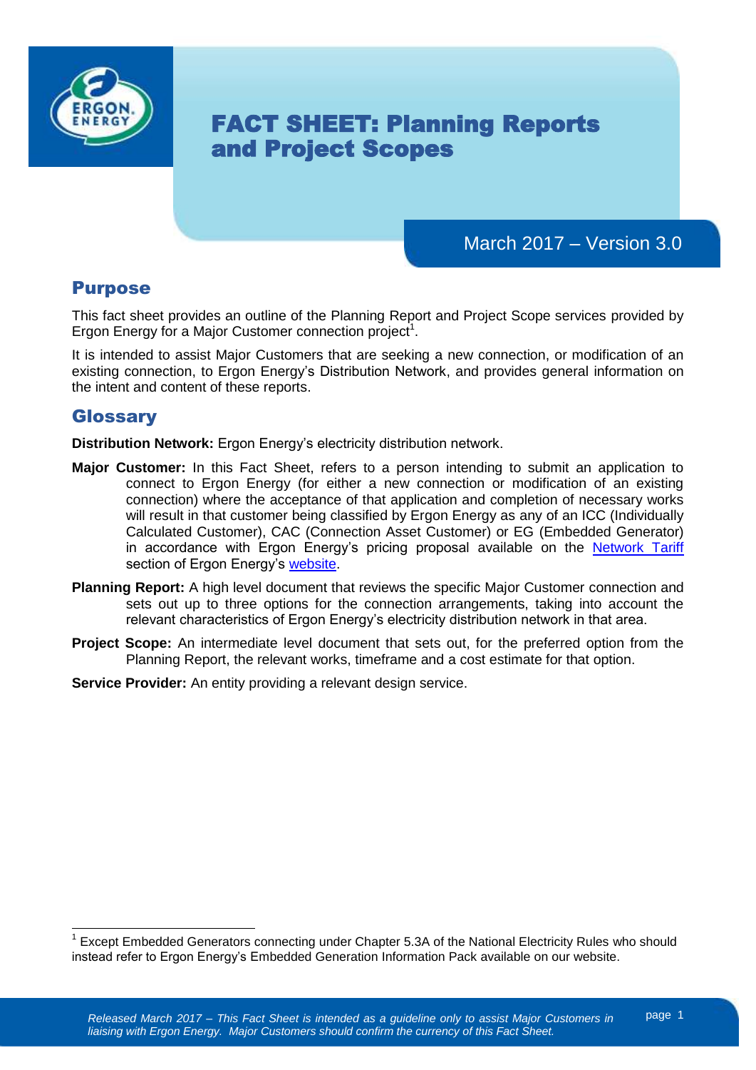# FACT SHEET: Planning Reports and Project Scopes

March 2017 – Version 3.0

## Purpose

This fact sheet provides an outline of the Planning Report and Project Scope services provided by Ergon Energy for a Major Customer connection project[1].

It is intended to assist Major Customers that are seeking a new connection, or modification of an existing connection, to Ergon Energy's Distribution Network, and provides general information on the intent and content of these reports.

## Glossary

**Distribution Network:** Ergon Energy's electricity distribution network.

**Major Customer:** In this Fact Sheet, refers to a person intending to submit an application to connect to Ergon Energy (for either a new connection or modification of an existing connection) where the acceptance of that application and completion of necessary works will result in that customer being classified by Ergon Energy as any of an ICC (Individually Calculated Customer), CAC (Connection Asset Customer) or EG (Embedded Generator) in accordance with Ergon Energy's pricing proposal available on the Network Tariff section of Ergon Energy's website.

**Planning Report:** A high level document that reviews the specific Major Customer connection and sets out up to three options for the connection arrangements, taking into account the relevant characteristics of Ergon Energy's electricity distribution network in that area.

**Project Scope:** An intermediate level document that sets out, for the preferred option from the Planning Report, the relevant works, timeframe and a cost estimate for that option.

**Service Provider:** An entity providing a relevant design service.

[1] Except Embedded Generators connecting under Chapter 5.3A of the National Electricity Rules who should instead refer to Ergon Energy's Embedded Generation Information Pack available on our website.

*Released March 2017 – This Fact Sheet is intended as a guideline only to assist Major Customers in liaising with Ergon Energy. Major Customers should confirm the currency of this Fact Sheet.*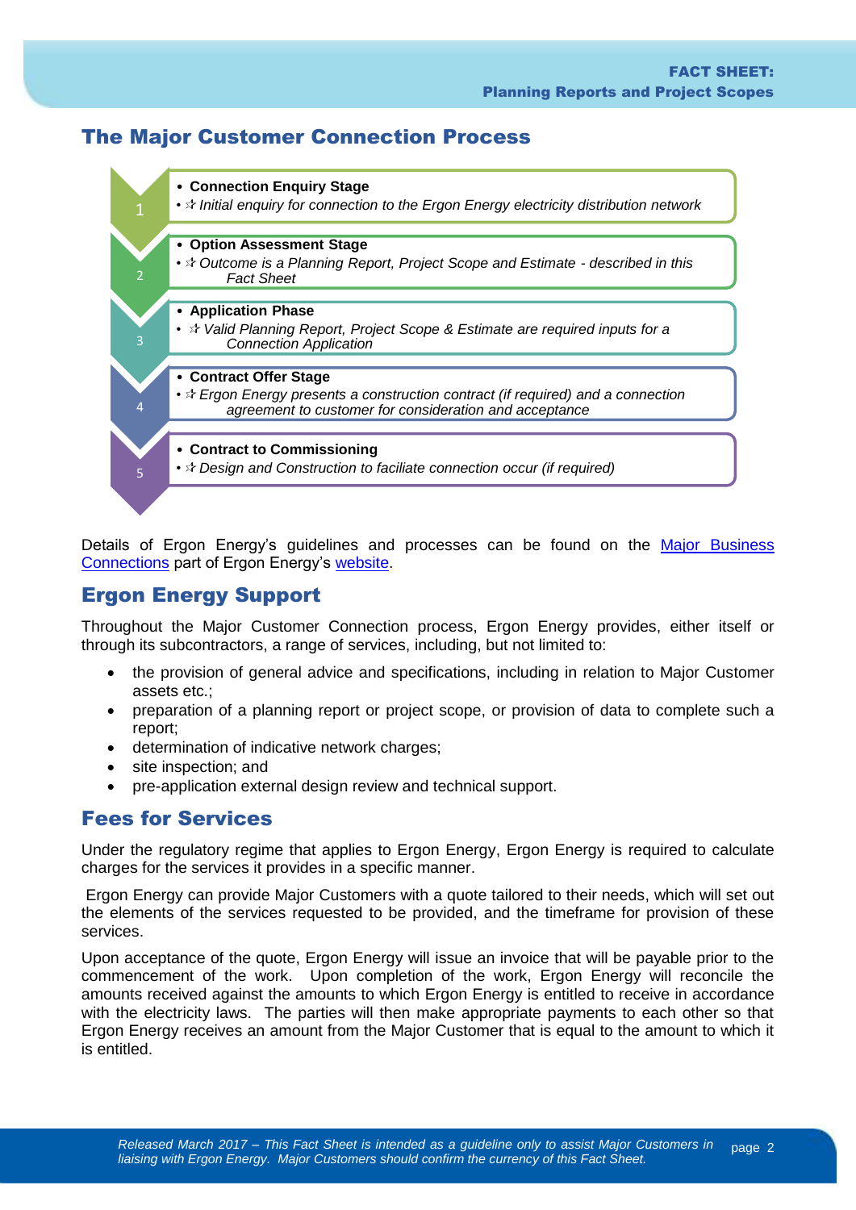## The Major Customer Connection Process

1. **Connection Enquiry Stage**
   - ✰ *Initial enquiry for connection to the Ergon Energy electricity distribution network*
2. **Option Assessment Stage**
   - ✰ *Outcome is a Planning Report, Project Scope and Estimate - described in this Fact Sheet*
3. **Application Phase**
   - ✰ *Valid Planning Report, Project Scope & Estimate are required inputs for a Connection Application*
4. **Contract Offer Stage**
   - ✰ *Ergon Energy presents a construction contract (if required) and a connection agreement to customer for consideration and acceptance*
5. **Contract to Commissioning**
   - ✰ *Design and Construction to faciliate connection occur (if required)*

Details of Ergon Energy's guidelines and processes can be found on the Major Business Connections part of Ergon Energy's website.

## Ergon Energy Support

Throughout the Major Customer Connection process, Ergon Energy provides, either itself or through its subcontractors, a range of services, including, but not limited to:

- the provision of general advice and specifications, including in relation to Major Customer assets etc.;
- preparation of a planning report or project scope, or provision of data to complete such a report;
- determination of indicative network charges;
- site inspection; and
- pre-application external design review and technical support.

## Fees for Services

Under the regulatory regime that applies to Ergon Energy, Ergon Energy is required to calculate charges for the services it provides in a specific manner.

Ergon Energy can provide Major Customers with a quote tailored to their needs, which will set out the elements of the services requested to be provided, and the timeframe for provision of these services.

Upon acceptance of the quote, Ergon Energy will issue an invoice that will be payable prior to the commencement of the work. Upon completion of the work, Ergon Energy will reconcile the amounts received against the amounts to which Ergon Energy is entitled to receive in accordance with the electricity laws. The parties will then make appropriate payments to each other so that Ergon Energy receives an amount from the Major Customer that is equal to the amount to which it is entitled.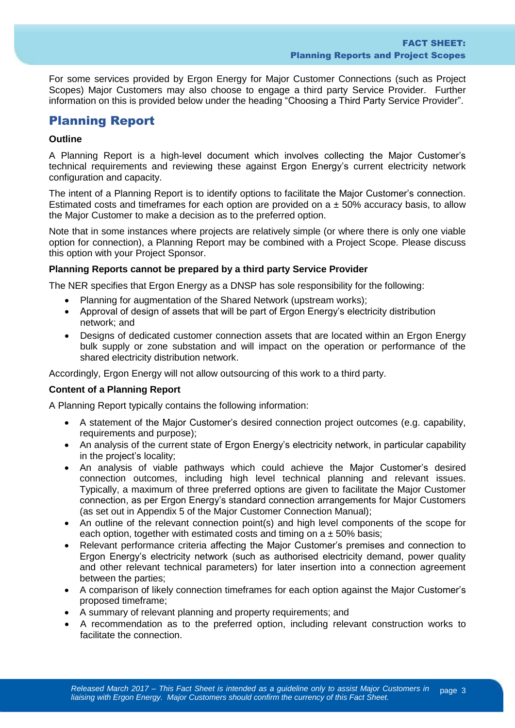For some services provided by Ergon Energy for Major Customer Connections (such as Project Scopes) Major Customers may also choose to engage a third party Service Provider. Further information on this is provided below under the heading "Choosing a Third Party Service Provider".

## Planning Report

**Outline**

A Planning Report is a high-level document which involves collecting the Major Customer's technical requirements and reviewing these against Ergon Energy's current electricity network configuration and capacity.

The intent of a Planning Report is to identify options to facilitate the Major Customer's connection. Estimated costs and timeframes for each option are provided on a ± 50% accuracy basis, to allow the Major Customer to make a decision as to the preferred option.

Note that in some instances where projects are relatively simple (or where there is only one viable option for connection), a Planning Report may be combined with a Project Scope. Please discuss this option with your Project Sponsor.

**Planning Reports cannot be prepared by a third party Service Provider**

The NER specifies that Ergon Energy as a DNSP has sole responsibility for the following:

- Planning for augmentation of the Shared Network (upstream works);
- Approval of design of assets that will be part of Ergon Energy's electricity distribution network; and
- Designs of dedicated customer connection assets that are located within an Ergon Energy bulk supply or zone substation and will impact on the operation or performance of the shared electricity distribution network.

Accordingly, Ergon Energy will not allow outsourcing of this work to a third party.

**Content of a Planning Report**

A Planning Report typically contains the following information:

- A statement of the Major Customer's desired connection project outcomes (e.g. capability, requirements and purpose);
- An analysis of the current state of Ergon Energy's electricity network, in particular capability in the project's locality;
- An analysis of viable pathways which could achieve the Major Customer's desired connection outcomes, including high level technical planning and relevant issues. Typically, a maximum of three preferred options are given to facilitate the Major Customer connection, as per Ergon Energy's standard connection arrangements for Major Customers (as set out in Appendix 5 of the Major Customer Connection Manual);
- An outline of the relevant connection point(s) and high level components of the scope for each option, together with estimated costs and timing on a ± 50% basis;
- Relevant performance criteria affecting the Major Customer's premises and connection to Ergon Energy's electricity network (such as authorised electricity demand, power quality and other relevant technical parameters) for later insertion into a connection agreement between the parties;
- A comparison of likely connection timeframes for each option against the Major Customer's proposed timeframe;
- A summary of relevant planning and property requirements; and
- A recommendation as to the preferred option, including relevant construction works to facilitate the connection.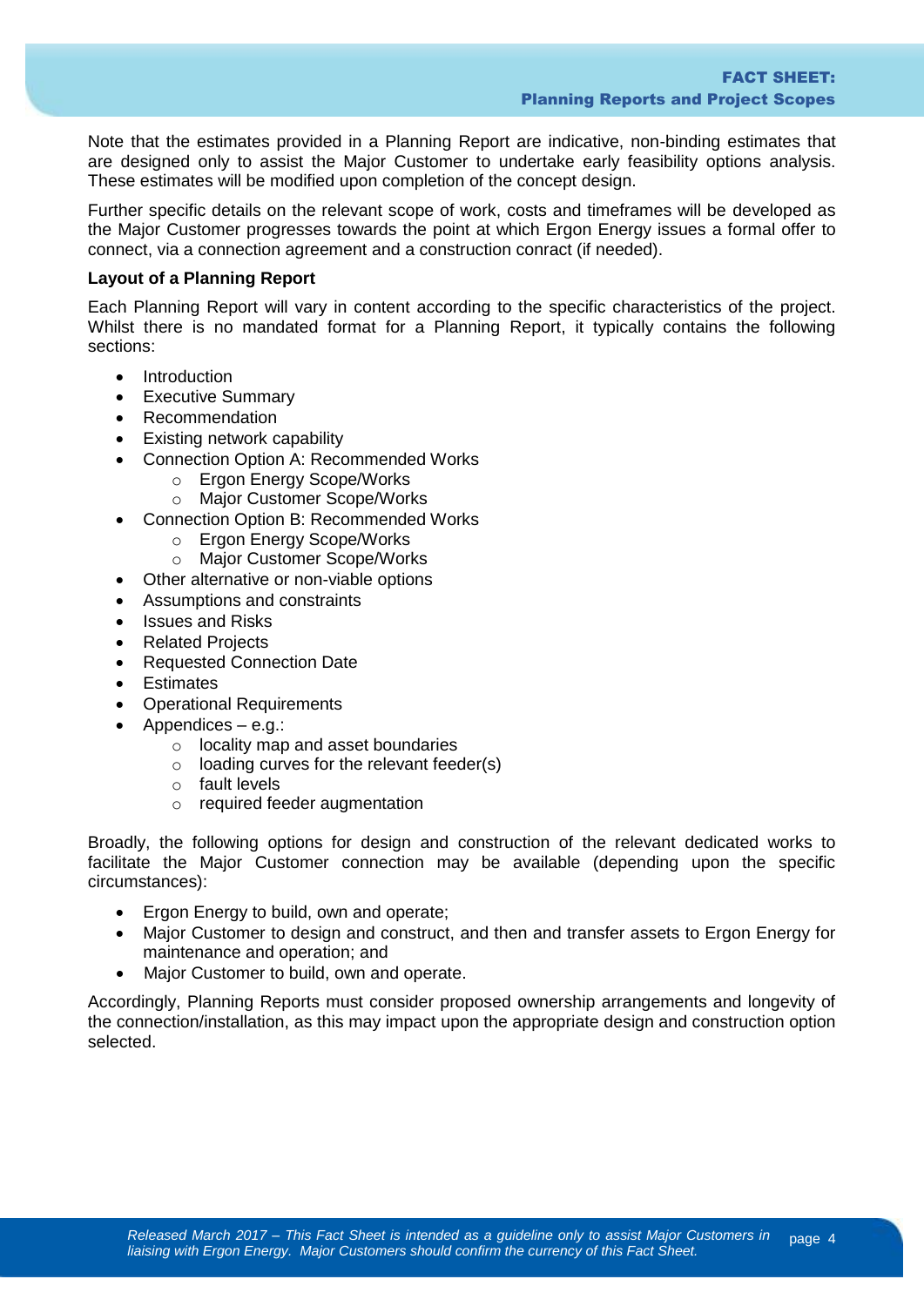Note that the estimates provided in a Planning Report are indicative, non-binding estimates that are designed only to assist the Major Customer to undertake early feasibility options analysis. These estimates will be modified upon completion of the concept design.

Further specific details on the relevant scope of work, costs and timeframes will be developed as the Major Customer progresses towards the point at which Ergon Energy issues a formal offer to connect, via a connection agreement and a construction conract (if needed).

**Layout of a Planning Report**

Each Planning Report will vary in content according to the specific characteristics of the project. Whilst there is no mandated format for a Planning Report, it typically contains the following sections:

- Introduction
- Executive Summary
- Recommendation
- Existing network capability
- Connection Option A: Recommended Works
  - Ergon Energy Scope/Works
  - Major Customer Scope/Works
- Connection Option B: Recommended Works
  - Ergon Energy Scope/Works
  - Major Customer Scope/Works
- Other alternative or non-viable options
- Assumptions and constraints
- Issues and Risks
- Related Projects
- Requested Connection Date
- Estimates
- Operational Requirements
- Appendices – e.g.:
  - locality map and asset boundaries
  - loading curves for the relevant feeder(s)
  - fault levels
  - required feeder augmentation

Broadly, the following options for design and construction of the relevant dedicated works to facilitate the Major Customer connection may be available (depending upon the specific circumstances):

- Ergon Energy to build, own and operate;
- Major Customer to design and construct, and then and transfer assets to Ergon Energy for maintenance and operation; and
- Major Customer to build, own and operate.

Accordingly, Planning Reports must consider proposed ownership arrangements and longevity of the connection/installation, as this may impact upon the appropriate design and construction option selected.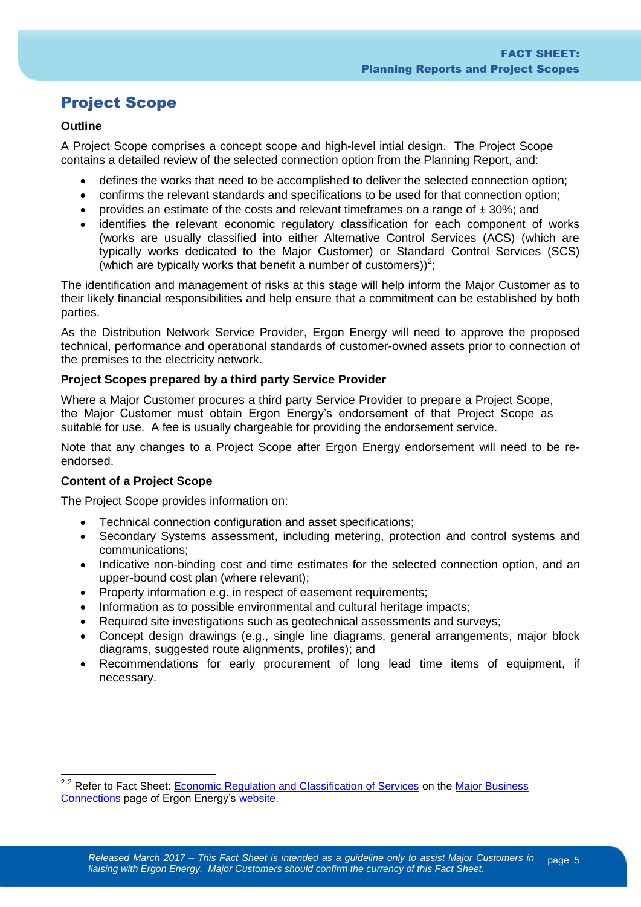## Project Scope

### Outline

A Project Scope comprises a concept scope and high-level intial design. The Project Scope contains a detailed review of the selected connection option from the Planning Report, and:

- defines the works that need to be accomplished to deliver the selected connection option;
- confirms the relevant standards and specifications to be used for that connection option;
- provides an estimate of the costs and relevant timeframes on a range of ± 30%; and
- identifies the relevant economic regulatory classification for each component of works (works are usually classified into either Alternative Control Services (ACS) (which are typically works dedicated to the Major Customer) or Standard Control Services (SCS) (which are typically works that benefit a number of customers))[2];

The identification and management of risks at this stage will help inform the Major Customer as to their likely financial responsibilities and help ensure that a commitment can be established by both parties.

As the Distribution Network Service Provider, Ergon Energy will need to approve the proposed technical, performance and operational standards of customer-owned assets prior to connection of the premises to the electricity network.

### Project Scopes prepared by a third party Service Provider

Where a Major Customer procures a third party Service Provider to prepare a Project Scope, the Major Customer must obtain Ergon Energy's endorsement of that Project Scope as suitable for use. A fee is usually chargeable for providing the endorsement service.

Note that any changes to a Project Scope after Ergon Energy endorsement will need to be re-endorsed.

### Content of a Project Scope

The Project Scope provides information on:

- Technical connection configuration and asset specifications;
- Secondary Systems assessment, including metering, protection and control systems and communications;
- Indicative non-binding cost and time estimates for the selected connection option, and an upper-bound cost plan (where relevant);
- Property information e.g. in respect of easement requirements;
- Information as to possible environmental and cultural heritage impacts;
- Required site investigations such as geotechnical assessments and surveys;
- Concept design drawings (e.g., single line diagrams, general arrangements, major block diagrams, suggested route alignments, profiles); and
- Recommendations for early procurement of long lead time items of equipment, if necessary.

---

[2] [2] Refer to Fact Sheet: Economic Regulation and Classification of Services on the Major Business Connections page of Ergon Energy's website.

*Released March 2017 – This Fact Sheet is intended as a guideline only to assist Major Customers in liaising with Ergon Energy. Major Customers should confirm the currency of this Fact Sheet.*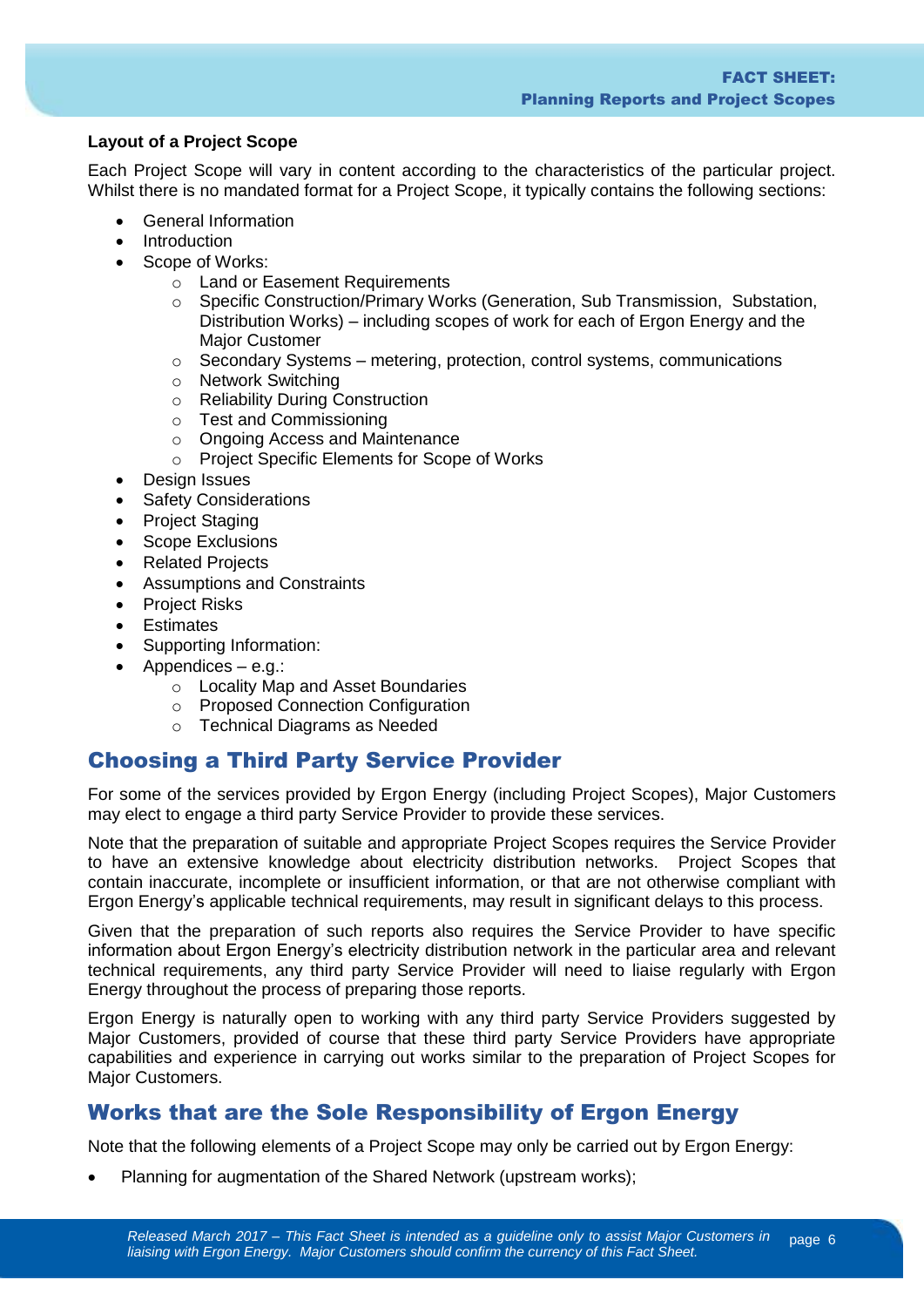**Layout of a Project Scope**

Each Project Scope will vary in content according to the characteristics of the particular project. Whilst there is no mandated format for a Project Scope, it typically contains the following sections:

- General Information
- Introduction
- Scope of Works:
  - Land or Easement Requirements
  - Specific Construction/Primary Works (Generation, Sub Transmission, Substation, Distribution Works) – including scopes of work for each of Ergon Energy and the Major Customer
  - Secondary Systems – metering, protection, control systems, communications
  - Network Switching
  - Reliability During Construction
  - Test and Commissioning
  - Ongoing Access and Maintenance
  - Project Specific Elements for Scope of Works
- Design Issues
- Safety Considerations
- Project Staging
- Scope Exclusions
- Related Projects
- Assumptions and Constraints
- Project Risks
- Estimates
- Supporting Information:
- Appendices – e.g.:
  - Locality Map and Asset Boundaries
  - Proposed Connection Configuration
  - Technical Diagrams as Needed

## Choosing a Third Party Service Provider

For some of the services provided by Ergon Energy (including Project Scopes), Major Customers may elect to engage a third party Service Provider to provide these services.

Note that the preparation of suitable and appropriate Project Scopes requires the Service Provider to have an extensive knowledge about electricity distribution networks. Project Scopes that contain inaccurate, incomplete or insufficient information, or that are not otherwise compliant with Ergon Energy's applicable technical requirements, may result in significant delays to this process.

Given that the preparation of such reports also requires the Service Provider to have specific information about Ergon Energy's electricity distribution network in the particular area and relevant technical requirements, any third party Service Provider will need to liaise regularly with Ergon Energy throughout the process of preparing those reports.

Ergon Energy is naturally open to working with any third party Service Providers suggested by Major Customers, provided of course that these third party Service Providers have appropriate capabilities and experience in carrying out works similar to the preparation of Project Scopes for Major Customers.

## Works that are the Sole Responsibility of Ergon Energy

Note that the following elements of a Project Scope may only be carried out by Ergon Energy:

- Planning for augmentation of the Shared Network (upstream works);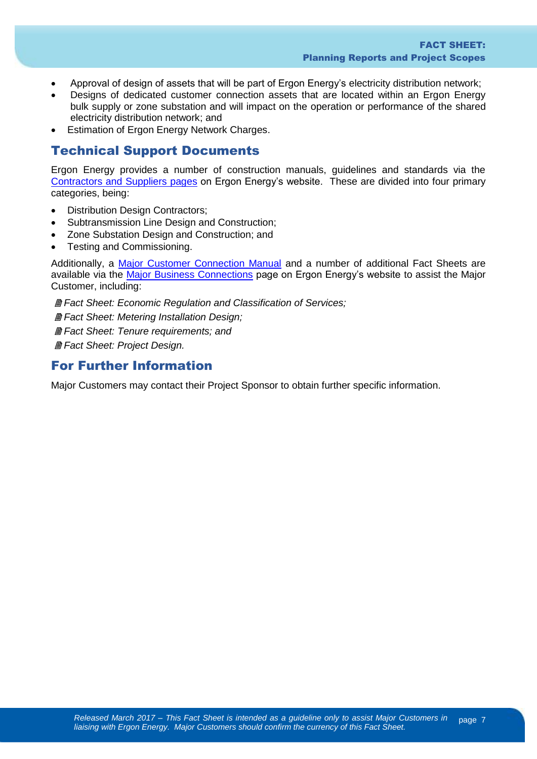- Approval of design of assets that will be part of Ergon Energy's electricity distribution network;
- Designs of dedicated customer connection assets that are located within an Ergon Energy bulk supply or zone substation and will impact on the operation or performance of the shared electricity distribution network; and
- Estimation of Ergon Energy Network Charges.

## Technical Support Documents

Ergon Energy provides a number of construction manuals, guidelines and standards via the Contractors and Suppliers pages on Ergon Energy's website. These are divided into four primary categories, being:

- Distribution Design Contractors;
- Subtransmission Line Design and Construction;
- Zone Substation Design and Construction; and
- Testing and Commissioning.

Additionally, a Major Customer Connection Manual and a number of additional Fact Sheets are available via the Major Business Connections page on Ergon Energy's website to assist the Major Customer, including:

- *Fact Sheet: Economic Regulation and Classification of Services;*
- *Fact Sheet: Metering Installation Design;*
- *Fact Sheet: Tenure requirements; and*
- *Fact Sheet: Project Design.*

## For Further Information

Major Customers may contact their Project Sponsor to obtain further specific information.

*Released March 2017 – This Fact Sheet is intended as a guideline only to assist Major Customers in liaising with Ergon Energy. Major Customers should confirm the currency of this Fact Sheet.*